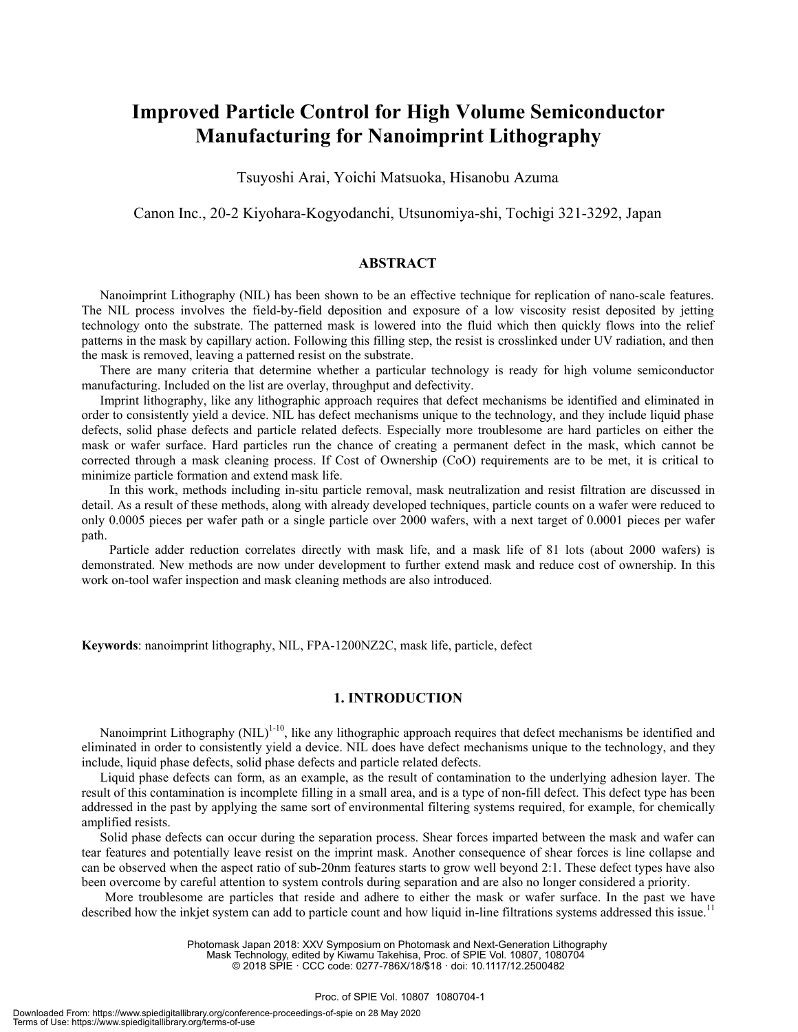# Improved Particle Control for High Volume Semiconductor Manufacturing for Nanoimprint Lithography

Tsuyoshi Arai, Yoichi Matsuoka, Hisanobu Azuma

Canon Inc., 20-2 Kiyohara-Kogyodanchi, Utsunomiya-shi, Tochigi 321-3292, Japan

## ABSTRACT

Nanoimprint Lithography (NIL) has been shown to be an effective technique for replication of nano-scale features. The NIL process involves the field-by-field deposition and exposure of a low viscosity resist deposited by jetting technology onto the substrate. The patterned mask is lowered into the fluid which then quickly flows into the relief patterns in the mask by capillary action. Following this filling step, the resist is crosslinked under UV radiation, and then the mask is removed, leaving a patterned resist on the substrate.

There are many criteria that determine whether a particular technology is ready for high volume semiconductor manufacturing. Included on the list are overlay, throughput and defectivity.

Imprint lithography, like any lithographic approach requires that defect mechanisms be identified and eliminated in order to consistently yield a device. NIL has defect mechanisms unique to the technology, and they include liquid phase defects, solid phase defects and particle related defects. Especially more troublesome are hard particles on either the mask or wafer surface. Hard particles run the chance of creating a permanent defect in the mask, which cannot be corrected through a mask cleaning process. If Cost of Ownership (CoO) requirements are to be met, it is critical to minimize particle formation and extend mask life.

In this work, methods including in-situ particle removal, mask neutralization and resist filtration are discussed in detail. As a result of these methods, along with already developed techniques, particle counts on a wafer were reduced to only 0.0005 pieces per wafer path or a single particle over 2000 wafers, with a next target of 0.0001 pieces per wafer path.

Particle adder reduction correlates directly with mask life, and a mask life of 81 lots (about 2000 wafers) is demonstrated. New methods are now under development to further extend mask and reduce cost of ownership. In this work on-tool wafer inspection and mask cleaning methods are also introduced.

**Keywords**: nanoimprint lithography, NIL, FPA-1200NZ2C, mask life, particle, defect

## 1. INTRODUCTION

Nanoimprint Lithography (NIL)[1-10], like any lithographic approach requires that defect mechanisms be identified and eliminated in order to consistently yield a device. NIL does have defect mechanisms unique to the technology, and they include, liquid phase defects, solid phase defects and particle related defects.

Liquid phase defects can form, as an example, as the result of contamination to the underlying adhesion layer. The result of this contamination is incomplete filling in a small area, and is a type of non-fill defect. This defect type has been addressed in the past by applying the same sort of environmental filtering systems required, for example, for chemically amplified resists.

Solid phase defects can occur during the separation process. Shear forces imparted between the mask and wafer can tear features and potentially leave resist on the imprint mask. Another consequence of shear forces is line collapse and can be observed when the aspect ratio of sub-20nm features starts to grow well beyond 2:1. These defect types have also been overcome by careful attention to system controls during separation and are also no longer considered a priority.

More troublesome are particles that reside and adhere to either the mask or wafer surface. In the past we have described how the inkjet system can add to particle count and how liquid in-line filtrations systems addressed this issue.[11]

Photomask Japan 2018: XXV Symposium on Photomask and Next-Generation Lithography Mask Technology, edited by Kiwamu Takehisa, Proc. of SPIE Vol. 10807, 1080704 © 2018 SPIE · CCC code: 0277-786X/18/$18 · doi: 10.1117/12.2500482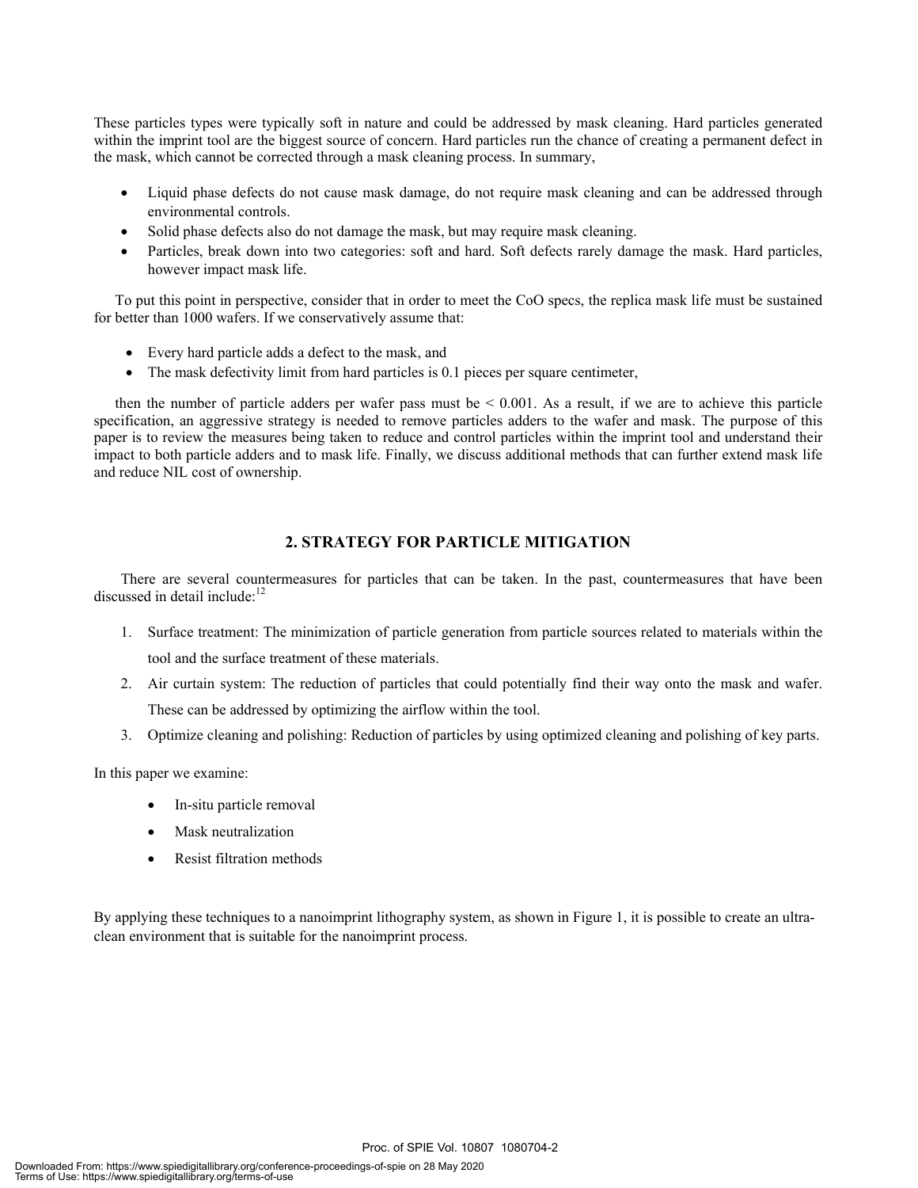These particles types were typically soft in nature and could be addressed by mask cleaning. Hard particles generated within the imprint tool are the biggest source of concern. Hard particles run the chance of creating a permanent defect in the mask, which cannot be corrected through a mask cleaning process. In summary,

- Liquid phase defects do not cause mask damage, do not require mask cleaning and can be addressed through environmental controls.
- Solid phase defects also do not damage the mask, but may require mask cleaning.
- Particles, break down into two categories: soft and hard. Soft defects rarely damage the mask. Hard particles, however impact mask life.

To put this point in perspective, consider that in order to meet the CoO specs, the replica mask life must be sustained for better than 1000 wafers. If we conservatively assume that:

- Every hard particle adds a defect to the mask, and
- The mask defectivity limit from hard particles is 0.1 pieces per square centimeter,

then the number of particle adders per wafer pass must be $< 0.001$. As a result, if we are to achieve this particle specification, an aggressive strategy is needed to remove particles adders to the wafer and mask. The purpose of this paper is to review the measures being taken to reduce and control particles within the imprint tool and understand their impact to both particle adders and to mask life. Finally, we discuss additional methods that can further extend mask life and reduce NIL cost of ownership.

## 2. STRATEGY FOR PARTICLE MITIGATION

There are several countermeasures for particles that can be taken. In the past, countermeasures that have been discussed in detail include:[12]

1. Surface treatment: The minimization of particle generation from particle sources related to materials within the tool and the surface treatment of these materials.
2. Air curtain system: The reduction of particles that could potentially find their way onto the mask and wafer. These can be addressed by optimizing the airflow within the tool.
3. Optimize cleaning and polishing: Reduction of particles by using optimized cleaning and polishing of key parts.

In this paper we examine:

- In-situ particle removal
- Mask neutralization
- Resist filtration methods

By applying these techniques to a nanoimprint lithography system, as shown in Figure 1, it is possible to create an ultra-clean environment that is suitable for the nanoimprint process.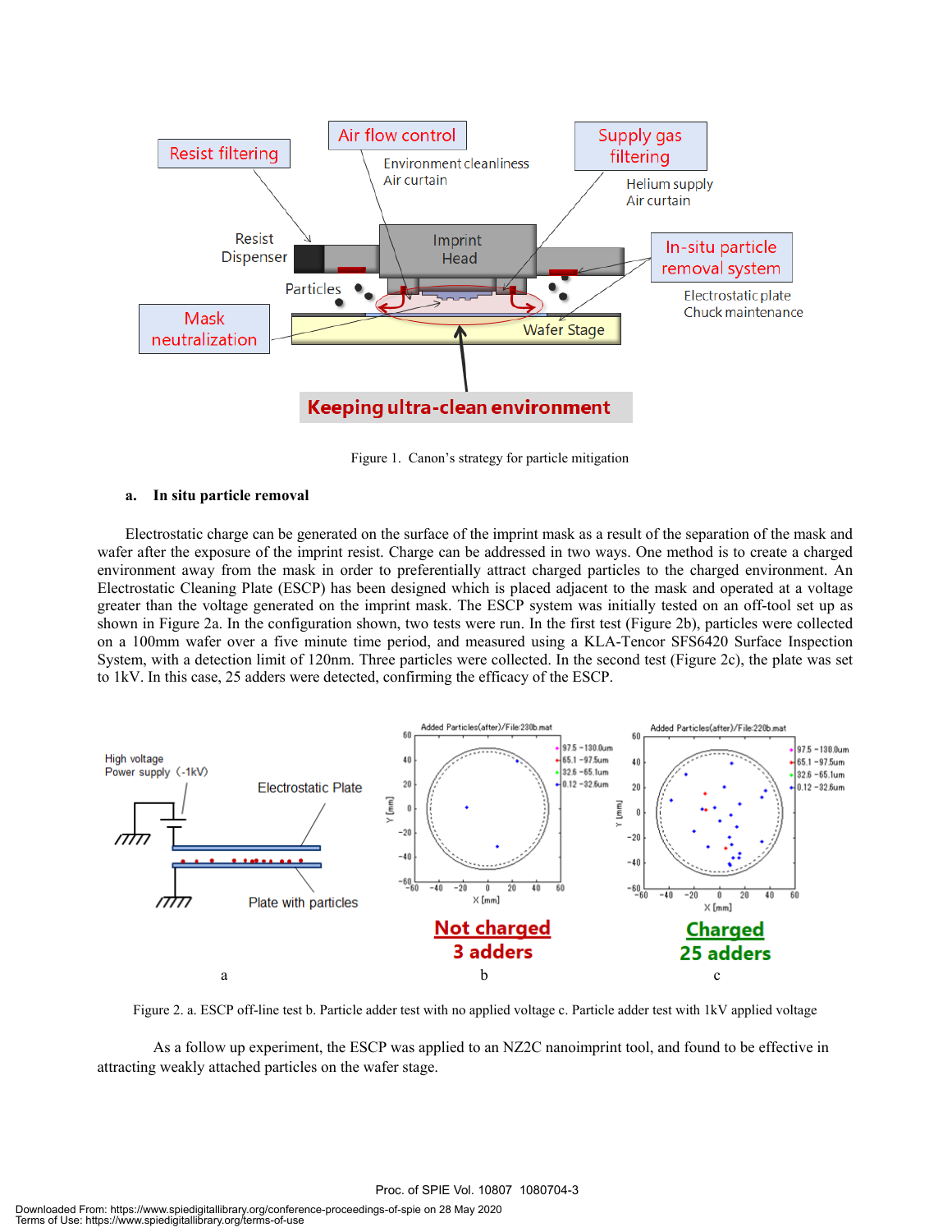Figure 1. Canon's strategy for particle mitigation

### a. In situ particle removal

Electrostatic charge can be generated on the surface of the imprint mask as a result of the separation of the mask and wafer after the exposure of the imprint resist. Charge can be addressed in two ways. One method is to create a charged environment away from the mask in order to preferentially attract charged particles to the charged environment. An Electrostatic Cleaning Plate (ESCP) has been designed which is placed adjacent to the mask and operated at a voltage greater than the voltage generated on the imprint mask. The ESCP system was initially tested on an off-tool set up as shown in Figure 2a. In the configuration shown, two tests were run. In the first test (Figure 2b), particles were collected on a 100mm wafer over a five minute time period, and measured using a KLA-Tencor SFS6420 Surface Inspection System, with a detection limit of 120nm. Three particles were collected. In the second test (Figure 2c), the plate was set to 1kV. In this case, 25 adders were detected, confirming the efficacy of the ESCP.

Figure 2. a. ESCP off-line test b. Particle adder test with no applied voltage c. Particle adder test with 1kV applied voltage

As a follow up experiment, the ESCP was applied to an NZ2C nanoimprint tool, and found to be effective in attracting weakly attached particles on the wafer stage.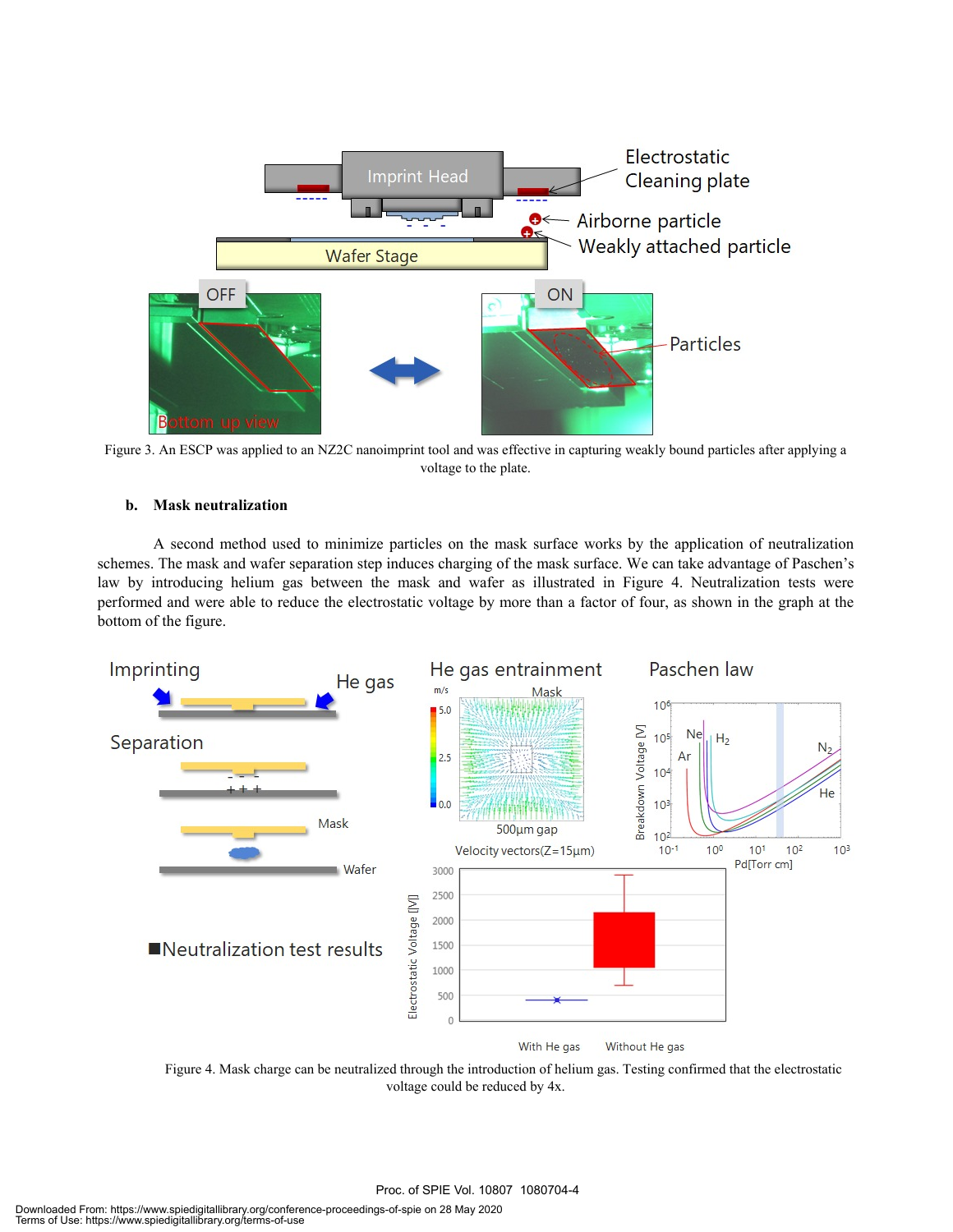Figure 3. An ESCP was applied to an NZ2C nanoimprint tool and was effective in capturing weakly bound particles after applying a voltage to the plate.

### b. Mask neutralization

A second method used to minimize particles on the mask surface works by the application of neutralization schemes. The mask and wafer separation step induces charging of the mask surface. We can take advantage of Paschen's law by introducing helium gas between the mask and wafer as illustrated in Figure 4. Neutralization tests were performed and were able to reduce the electrostatic voltage by more than a factor of four, as shown in the graph at the bottom of the figure.

Figure 4. Mask charge can be neutralized through the introduction of helium gas. Testing confirmed that the electrostatic voltage could be reduced by 4x.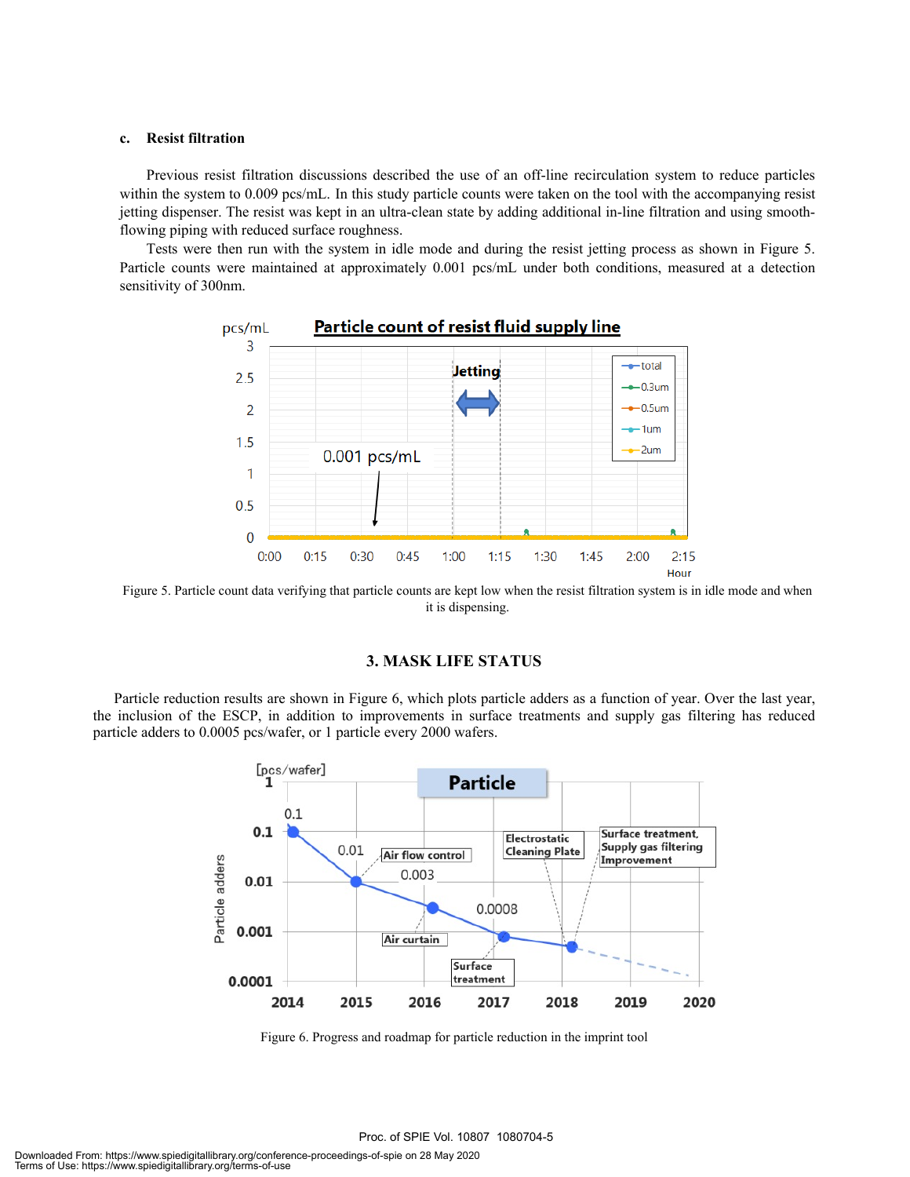### c. Resist filtration

Previous resist filtration discussions described the use of an off-line recirculation system to reduce particles within the system to 0.009 pcs/mL. In this study particle counts were taken on the tool with the accompanying resist jetting dispenser. The resist was kept in an ultra-clean state by adding additional in-line filtration and using smooth-flowing piping with reduced surface roughness.

Tests were then run with the system in idle mode and during the resist jetting process as shown in Figure 5. Particle counts were maintained at approximately 0.001 pcs/mL under both conditions, measured at a detection sensitivity of 300nm.

Figure 5. Particle count data verifying that particle counts are kept low when the resist filtration system is in idle mode and when it is dispensing.

## 3. MASK LIFE STATUS

Particle reduction results are shown in Figure 6, which plots particle adders as a function of year. Over the last year, the inclusion of the ESCP, in addition to improvements in surface treatments and supply gas filtering has reduced particle adders to 0.0005 pcs/wafer, or 1 particle every 2000 wafers.

Figure 6. Progress and roadmap for particle reduction in the imprint tool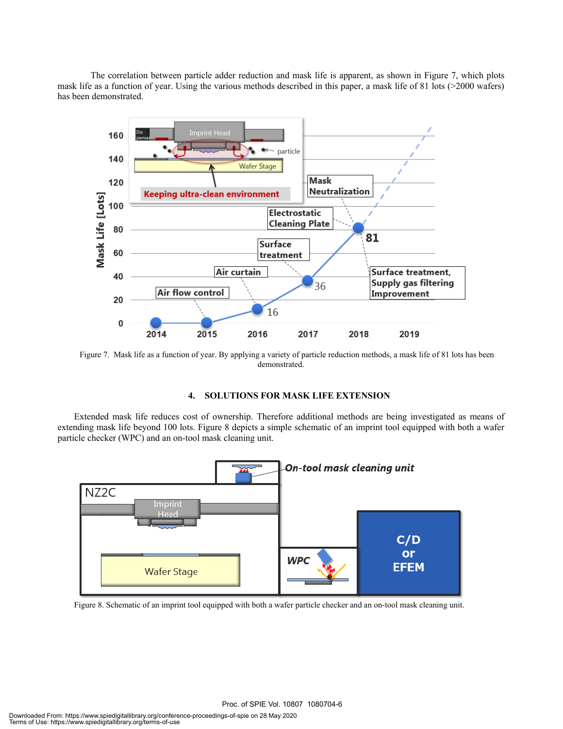The correlation between particle adder reduction and mask life is apparent, as shown in Figure 7, which plots mask life as a function of year. Using the various methods described in this paper, a mask life of 81 lots (>2000 wafers) has been demonstrated.

Figure 7. Mask life as a function of year. By applying a variety of particle reduction methods, a mask life of 81 lots has been demonstrated.

## 4. SOLUTIONS FOR MASK LIFE EXTENSION

Extended mask life reduces cost of ownership. Therefore additional methods are being investigated as means of extending mask life beyond 100 lots. Figure 8 depicts a simple schematic of an imprint tool equipped with both a wafer particle checker (WPC) and an on-tool mask cleaning unit.

Figure 8. Schematic of an imprint tool equipped with both a wafer particle checker and an on-tool mask cleaning unit.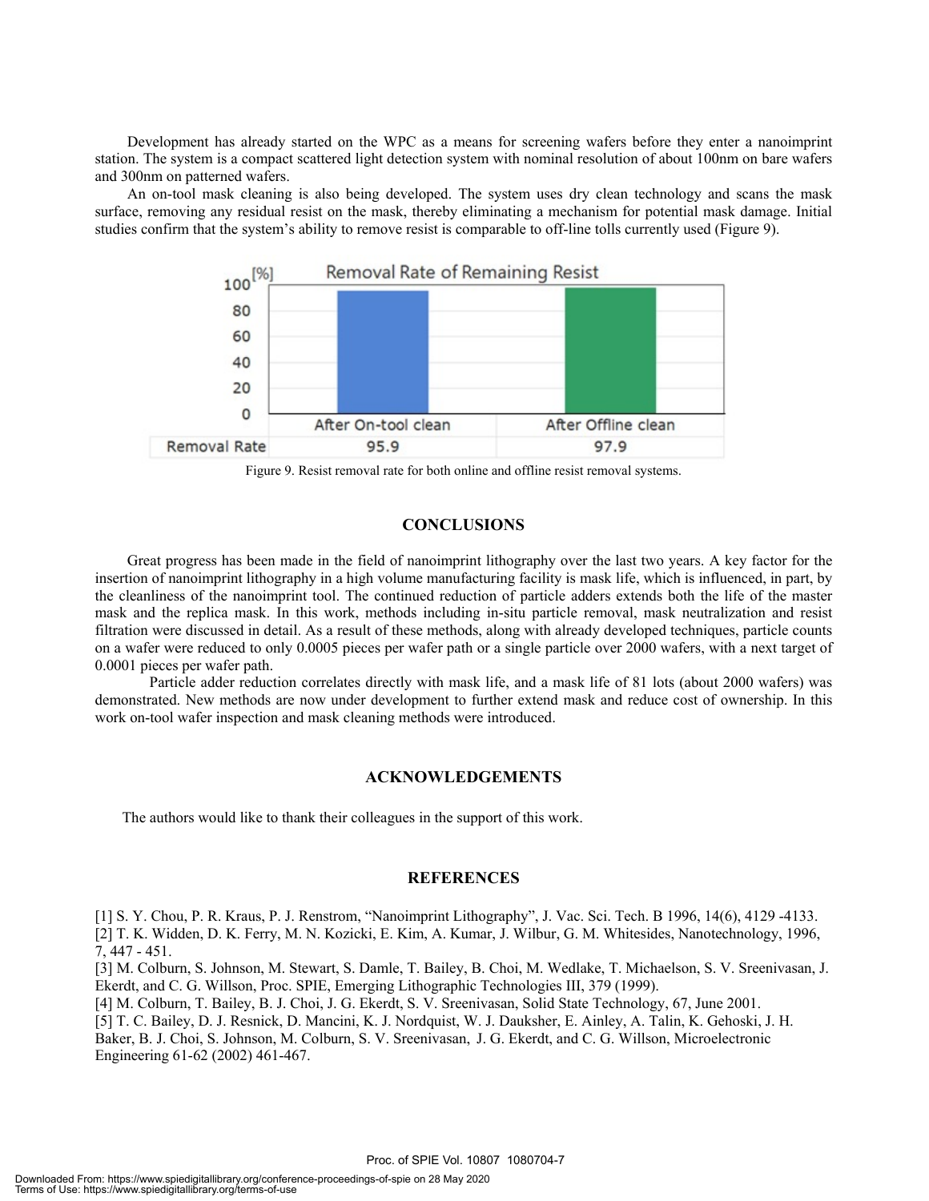Development has already started on the WPC as a means for screening wafers before they enter a nanoimprint station. The system is a compact scattered light detection system with nominal resolution of about 100nm on bare wafers and 300nm on patterned wafers.

An on-tool mask cleaning is also being developed. The system uses dry clean technology and scans the mask surface, removing any residual resist on the mask, thereby eliminating a mechanism for potential mask damage. Initial studies confirm that the system's ability to remove resist is comparable to off-line tolls currently used (Figure 9).

|  | After On-tool clean | After Offline clean |
|---|---|---|
| Removal Rate | 95.9 | 97.9 |

Figure 9. Resist removal rate for both online and offline resist removal systems.

## CONCLUSIONS

Great progress has been made in the field of nanoimprint lithography over the last two years. A key factor for the insertion of nanoimprint lithography in a high volume manufacturing facility is mask life, which is influenced, in part, by the cleanliness of the nanoimprint tool. The continued reduction of particle adders extends both the life of the master mask and the replica mask. In this work, methods including in-situ particle removal, mask neutralization and resist filtration were discussed in detail. As a result of these methods, along with already developed techniques, particle counts on a wafer were reduced to only 0.0005 pieces per wafer path or a single particle over 2000 wafers, with a next target of 0.0001 pieces per wafer path.

Particle adder reduction correlates directly with mask life, and a mask life of 81 lots (about 2000 wafers) was demonstrated. New methods are now under development to further extend mask and reduce cost of ownership. In this work on-tool wafer inspection and mask cleaning methods were introduced.

## ACKNOWLEDGEMENTS

The authors would like to thank their colleagues in the support of this work.

## REFERENCES

[1] S. Y. Chou, P. R. Kraus, P. J. Renstrom, "Nanoimprint Lithography", J. Vac. Sci. Tech. B 1996, 14(6), 4129 -4133.
[2] T. K. Widden, D. K. Ferry, M. N. Kozicki, E. Kim, A. Kumar, J. Wilbur, G. M. Whitesides, Nanotechnology, 1996, 7, 447 - 451.
[3] M. Colburn, S. Johnson, M. Stewart, S. Damle, T. Bailey, B. Choi, M. Wedlake, T. Michaelson, S. V. Sreenivasan, J. Ekerdt, and C. G. Willson, Proc. SPIE, Emerging Lithographic Technologies III, 379 (1999).
[4] M. Colburn, T. Bailey, B. J. Choi, J. G. Ekerdt, S. V. Sreenivasan, Solid State Technology, 67, June 2001.
[5] T. C. Bailey, D. J. Resnick, D. Mancini, K. J. Nordquist, W. J. Dauksher, E. Ainley, A. Talin, K. Gehoski, J. H. Baker, B. J. Choi, S. Johnson, M. Colburn, S. V. Sreenivasan, J. G. Ekerdt, and C. G. Willson, Microelectronic Engineering 61-62 (2002) 461-467.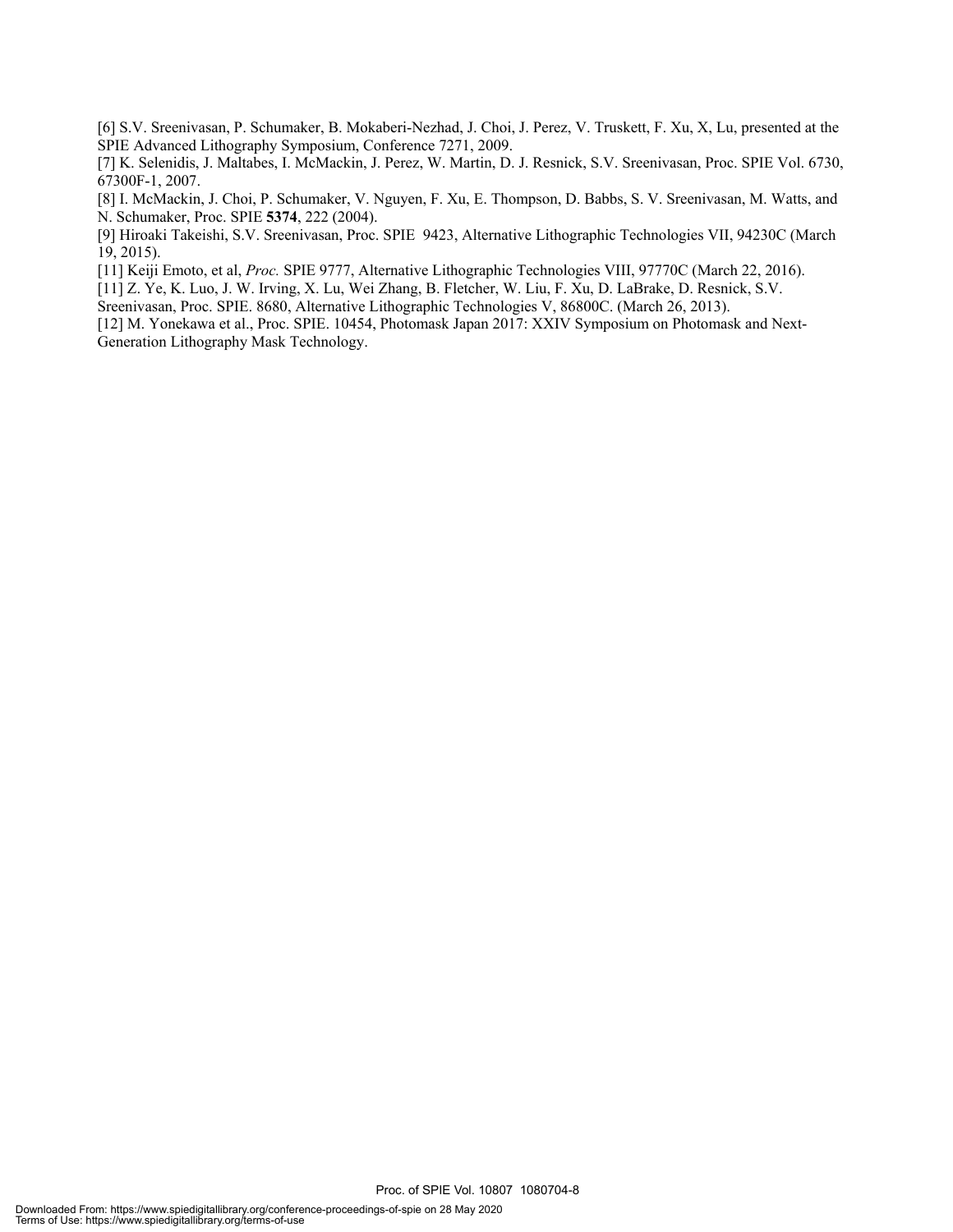[6] S.V. Sreenivasan, P. Schumaker, B. Mokaberi-Nezhad, J. Choi, J. Perez, V. Truskett, F. Xu, X, Lu, presented at the SPIE Advanced Lithography Symposium, Conference 7271, 2009.

[7] K. Selenidis, J. Maltabes, I. McMackin, J. Perez, W. Martin, D. J. Resnick, S.V. Sreenivasan, Proc. SPIE Vol. 6730, 67300F-1, 2007.

[8] I. McMackin, J. Choi, P. Schumaker, V. Nguyen, F. Xu, E. Thompson, D. Babbs, S. V. Sreenivasan, M. Watts, and N. Schumaker, Proc. SPIE **5374**, 222 (2004).

[9] Hiroaki Takeishi, S.V. Sreenivasan, Proc. SPIE 9423, Alternative Lithographic Technologies VII, 94230C (March 19, 2015).

[11] Keiji Emoto, et al, *Proc.* SPIE 9777, Alternative Lithographic Technologies VIII, 97770C (March 22, 2016).

[11] Z. Ye, K. Luo, J. W. Irving, X. Lu, Wei Zhang, B. Fletcher, W. Liu, F. Xu, D. LaBrake, D. Resnick, S.V. Sreenivasan, Proc. SPIE. 8680, Alternative Lithographic Technologies V, 86800C. (March 26, 2013).

[12] M. Yonekawa et al., Proc. SPIE. 10454, Photomask Japan 2017: XXIV Symposium on Photomask and Next-Generation Lithography Mask Technology.